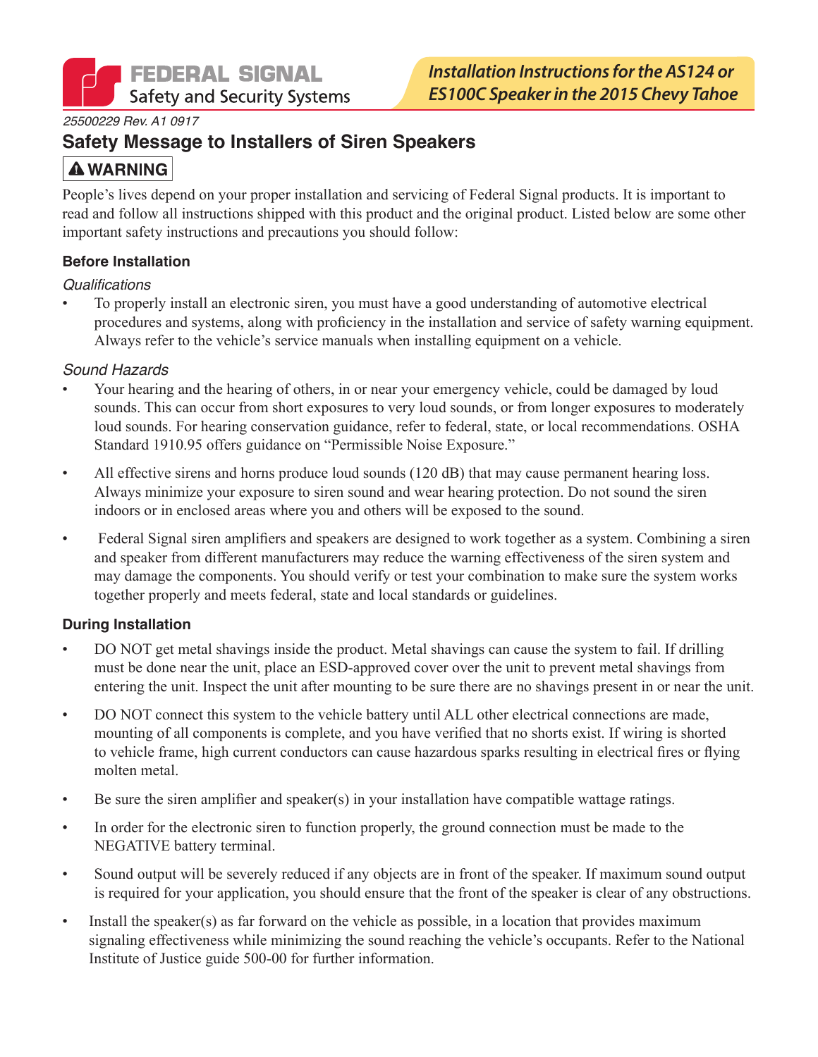FEDERAL SIGNAL
Safety and Security Systems

*Installation Instructions for the AS124 or ES100C Speaker in the 2015 Chevy Tahoe*

*25500229 Rev. A1 0917*

# Safety Message to Installers of Siren Speakers

**⚠ WARNING**

People's lives depend on your proper installation and servicing of Federal Signal products. It is important to read and follow all instructions shipped with this product and the original product. Listed below are some other important safety instructions and precautions you should follow:

### Before Installation

*Qualifications*

- To properly install an electronic siren, you must have a good understanding of automotive electrical procedures and systems, along with proficiency in the installation and service of safety warning equipment. Always refer to the vehicle's service manuals when installing equipment on a vehicle.

*Sound Hazards*

- Your hearing and the hearing of others, in or near your emergency vehicle, could be damaged by loud sounds. This can occur from short exposures to very loud sounds, or from longer exposures to moderately loud sounds. For hearing conservation guidance, refer to federal, state, or local recommendations. OSHA Standard 1910.95 offers guidance on "Permissible Noise Exposure."
- All effective sirens and horns produce loud sounds (120 dB) that may cause permanent hearing loss. Always minimize your exposure to siren sound and wear hearing protection. Do not sound the siren indoors or in enclosed areas where you and others will be exposed to the sound.
- Federal Signal siren amplifiers and speakers are designed to work together as a system. Combining a siren and speaker from different manufacturers may reduce the warning effectiveness of the siren system and may damage the components. You should verify or test your combination to make sure the system works together properly and meets federal, state and local standards or guidelines.

### During Installation

- DO NOT get metal shavings inside the product. Metal shavings can cause the system to fail. If drilling must be done near the unit, place an ESD-approved cover over the unit to prevent metal shavings from entering the unit. Inspect the unit after mounting to be sure there are no shavings present in or near the unit.
- DO NOT connect this system to the vehicle battery until ALL other electrical connections are made, mounting of all components is complete, and you have verified that no shorts exist. If wiring is shorted to vehicle frame, high current conductors can cause hazardous sparks resulting in electrical fires or flying molten metal.
- Be sure the siren amplifier and speaker(s) in your installation have compatible wattage ratings.
- In order for the electronic siren to function properly, the ground connection must be made to the NEGATIVE battery terminal.
- Sound output will be severely reduced if any objects are in front of the speaker. If maximum sound output is required for your application, you should ensure that the front of the speaker is clear of any obstructions.
- Install the speaker(s) as far forward on the vehicle as possible, in a location that provides maximum signaling effectiveness while minimizing the sound reaching the vehicle's occupants. Refer to the National Institute of Justice guide 500-00 for further information.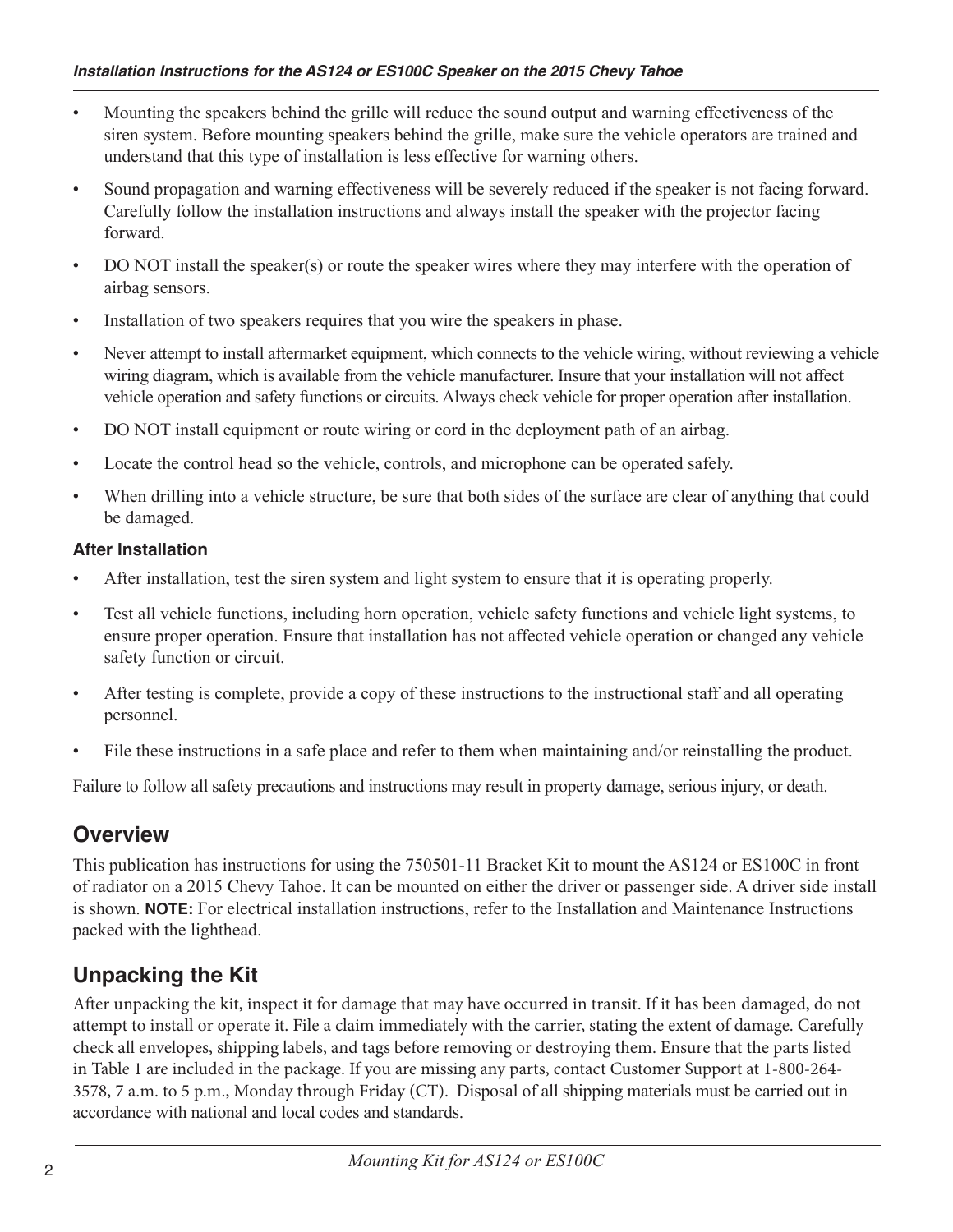- Mounting the speakers behind the grille will reduce the sound output and warning effectiveness of the siren system. Before mounting speakers behind the grille, make sure the vehicle operators are trained and understand that this type of installation is less effective for warning others.
- Sound propagation and warning effectiveness will be severely reduced if the speaker is not facing forward. Carefully follow the installation instructions and always install the speaker with the projector facing forward.
- DO NOT install the speaker(s) or route the speaker wires where they may interfere with the operation of airbag sensors.
- Installation of two speakers requires that you wire the speakers in phase.
- Never attempt to install aftermarket equipment, which connects to the vehicle wiring, without reviewing a vehicle wiring diagram, which is available from the vehicle manufacturer. Insure that your installation will not affect vehicle operation and safety functions or circuits. Always check vehicle for proper operation after installation.
- DO NOT install equipment or route wiring or cord in the deployment path of an airbag.
- Locate the control head so the vehicle, controls, and microphone can be operated safely.
- When drilling into a vehicle structure, be sure that both sides of the surface are clear of anything that could be damaged.

#### After Installation

- After installation, test the siren system and light system to ensure that it is operating properly.
- Test all vehicle functions, including horn operation, vehicle safety functions and vehicle light systems, to ensure proper operation. Ensure that installation has not affected vehicle operation or changed any vehicle safety function or circuit.
- After testing is complete, provide a copy of these instructions to the instructional staff and all operating personnel.
- File these instructions in a safe place and refer to them when maintaining and/or reinstalling the product.

Failure to follow all safety precautions and instructions may result in property damage, serious injury, or death.

## Overview

This publication has instructions for using the 750501-11 Bracket Kit to mount the AS124 or ES100C in front of radiator on a 2015 Chevy Tahoe. It can be mounted on either the driver or passenger side. A driver side install is shown. **NOTE:** For electrical installation instructions, refer to the Installation and Maintenance Instructions packed with the lighthead.

## Unpacking the Kit

After unpacking the kit, inspect it for damage that may have occurred in transit. If it has been damaged, do not attempt to install or operate it. File a claim immediately with the carrier, stating the extent of damage. Carefully check all envelopes, shipping labels, and tags before removing or destroying them. Ensure that the parts listed in Table 1 are included in the package. If you are missing any parts, contact Customer Support at 1-800-264-3578, 7 a.m. to 5 p.m., Monday through Friday (CT). Disposal of all shipping materials must be carried out in accordance with national and local codes and standards.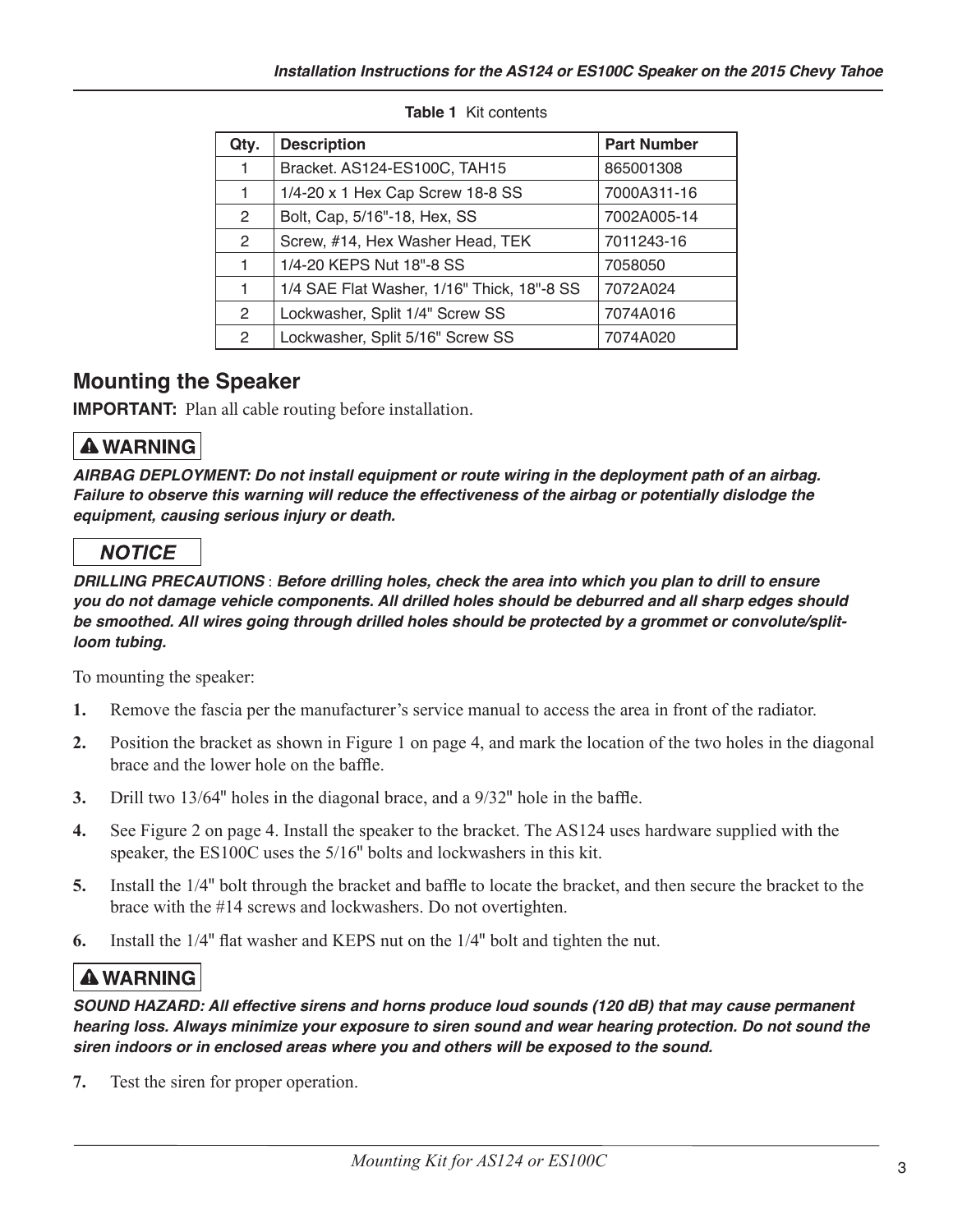**Table 1** Kit contents

| Qty. | Description | Part Number |
|---|---|---|
| 1 | Bracket. AS124-ES100C, TAH15 | 865001308 |
| 1 | 1/4-20 x 1 Hex Cap Screw 18-8 SS | 7000A311-16 |
| 2 | Bolt, Cap, 5/16"-18, Hex, SS | 7002A005-14 |
| 2 | Screw, #14, Hex Washer Head, TEK | 7011243-16 |
| 1 | 1/4-20 KEPS Nut 18"-8 SS | 7058050 |
| 1 | 1/4 SAE Flat Washer, 1/16" Thick, 18"-8 SS | 7072A024 |
| 2 | Lockwasher, Split 1/4" Screw SS | 7074A016 |
| 2 | Lockwasher, Split 5/16" Screw SS | 7074A020 |

## Mounting the Speaker

**IMPORTANT:** Plan all cable routing before installation.

**⚠ WARNING**

***AIRBAG DEPLOYMENT: Do not install equipment or route wiring in the deployment path of an airbag. Failure to observe this warning will reduce the effectiveness of the airbag or potentially dislodge the equipment, causing serious injury or death.***

***NOTICE***

***DRILLING PRECAUTIONS** : **Before drilling holes, check the area into which you plan to drill to ensure you do not damage vehicle components. All drilled holes should be deburred and all sharp edges should be smoothed. All wires going through drilled holes should be protected by a grommet or convolute/split-loom tubing.***

To mounting the speaker:

1. Remove the fascia per the manufacturer's service manual to access the area in front of the radiator.
2. Position the bracket as shown in Figure 1 on page 4, and mark the location of the two holes in the diagonal brace and the lower hole on the baffle.
3. Drill two 13/64" holes in the diagonal brace, and a 9/32" hole in the baffle.
4. See Figure 2 on page 4. Install the speaker to the bracket. The AS124 uses hardware supplied with the speaker, the ES100C uses the 5/16" bolts and lockwashers in this kit.
5. Install the 1/4" bolt through the bracket and baffle to locate the bracket, and then secure the bracket to the brace with the #14 screws and lockwashers. Do not overtighten.
6. Install the 1/4" flat washer and KEPS nut on the 1/4" bolt and tighten the nut.

**⚠ WARNING**

***SOUND HAZARD: All effective sirens and horns produce loud sounds (120 dB) that may cause permanent hearing loss. Always minimize your exposure to siren sound and wear hearing protection. Do not sound the siren indoors or in enclosed areas where you and others will be exposed to the sound.***

7. Test the siren for proper operation.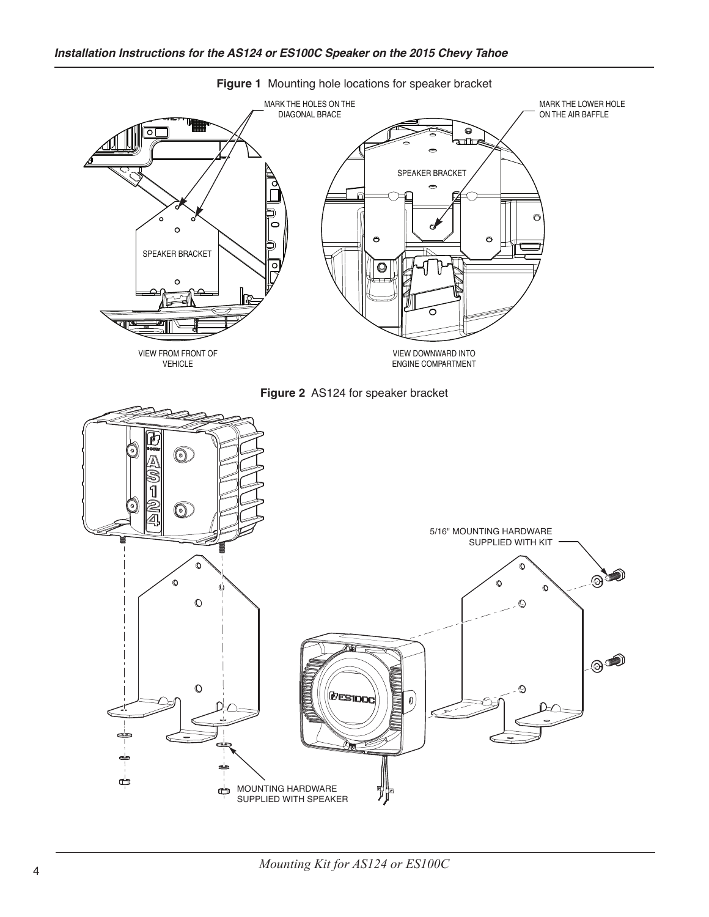**Figure 1** Mounting hole locations for speaker bracket

MARK THE HOLES ON THE DIAGONAL BRACE

MARK THE LOWER HOLE ON THE AIR BAFFLE

SPEAKER BRACKET

SPEAKER BRACKET

VIEW FROM FRONT OF VEHICLE

VIEW DOWNWARD INTO ENGINE COMPARTMENT

**Figure 2** AS124 for speaker bracket

5/16" MOUNTING HARDWARE SUPPLIED WITH KIT

MOUNTING HARDWARE SUPPLIED WITH SPEAKER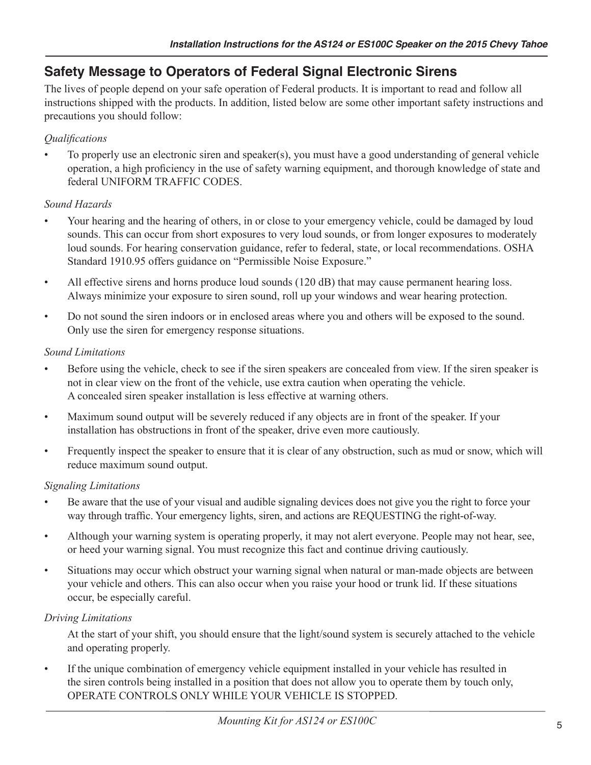## Safety Message to Operators of Federal Signal Electronic Sirens

The lives of people depend on your safe operation of Federal products. It is important to read and follow all instructions shipped with the products. In addition, listed below are some other important safety instructions and precautions you should follow:

*Qualifications*

- To properly use an electronic siren and speaker(s), you must have a good understanding of general vehicle operation, a high proficiency in the use of safety warning equipment, and thorough knowledge of state and federal UNIFORM TRAFFIC CODES.

*Sound Hazards*

- Your hearing and the hearing of others, in or close to your emergency vehicle, could be damaged by loud sounds. This can occur from short exposures to very loud sounds, or from longer exposures to moderately loud sounds. For hearing conservation guidance, refer to federal, state, or local recommendations. OSHA Standard 1910.95 offers guidance on "Permissible Noise Exposure."
- All effective sirens and horns produce loud sounds (120 dB) that may cause permanent hearing loss. Always minimize your exposure to siren sound, roll up your windows and wear hearing protection.
- Do not sound the siren indoors or in enclosed areas where you and others will be exposed to the sound. Only use the siren for emergency response situations.

*Sound Limitations*

- Before using the vehicle, check to see if the siren speakers are concealed from view. If the siren speaker is not in clear view on the front of the vehicle, use extra caution when operating the vehicle. A concealed siren speaker installation is less effective at warning others.
- Maximum sound output will be severely reduced if any objects are in front of the speaker. If your installation has obstructions in front of the speaker, drive even more cautiously.
- Frequently inspect the speaker to ensure that it is clear of any obstruction, such as mud or snow, which will reduce maximum sound output.

*Signaling Limitations*

- Be aware that the use of your visual and audible signaling devices does not give you the right to force your way through traffic. Your emergency lights, siren, and actions are REQUESTING the right-of-way.
- Although your warning system is operating properly, it may not alert everyone. People may not hear, see, or heed your warning signal. You must recognize this fact and continue driving cautiously.
- Situations may occur which obstruct your warning signal when natural or man-made objects are between your vehicle and others. This can also occur when you raise your hood or trunk lid. If these situations occur, be especially careful.

*Driving Limitations*

At the start of your shift, you should ensure that the light/sound system is securely attached to the vehicle and operating properly.

- If the unique combination of emergency vehicle equipment installed in your vehicle has resulted in the siren controls being installed in a position that does not allow you to operate them by touch only, OPERATE CONTROLS ONLY WHILE YOUR VEHICLE IS STOPPED.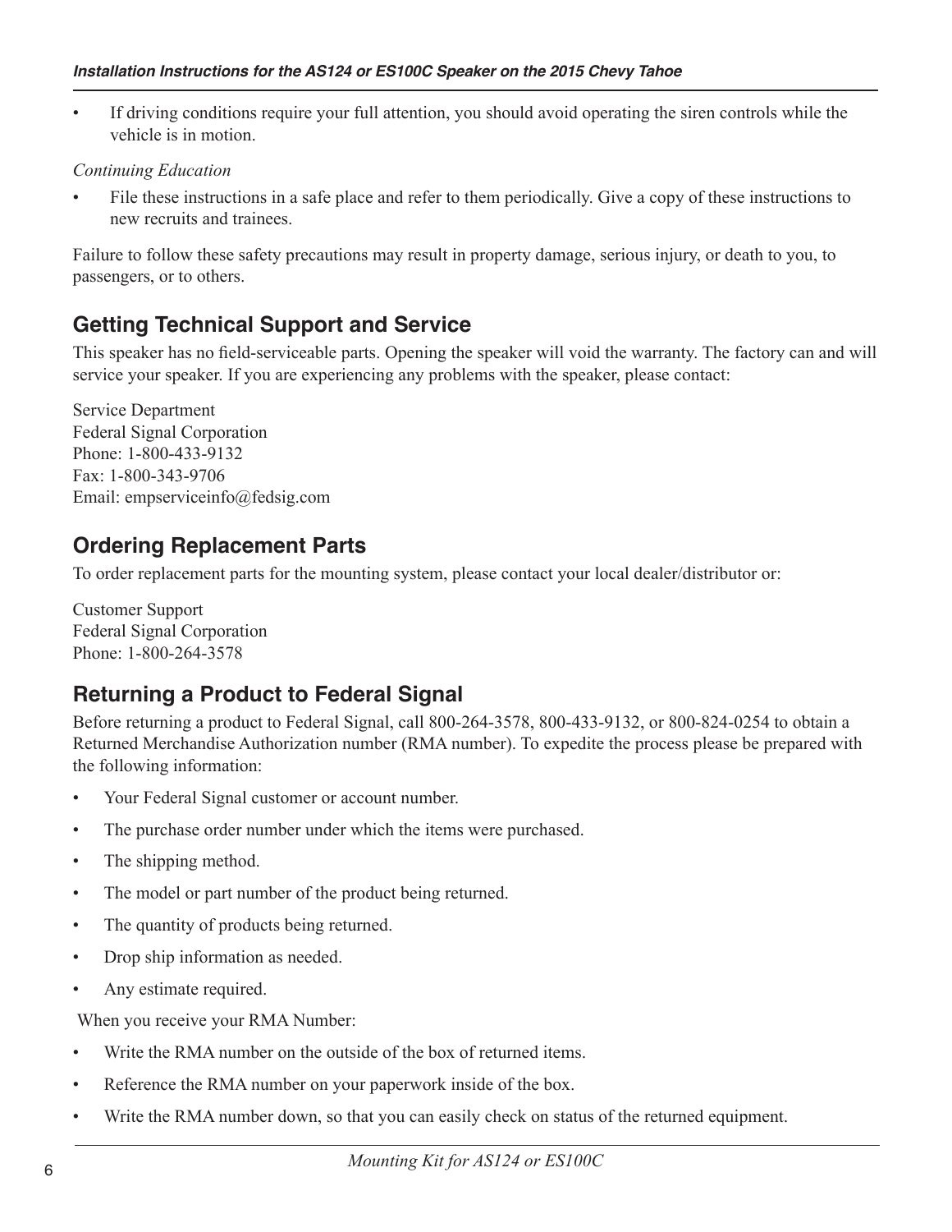- If driving conditions require your full attention, you should avoid operating the siren controls while the vehicle is in motion.

*Continuing Education*

- File these instructions in a safe place and refer to them periodically. Give a copy of these instructions to new recruits and trainees.

Failure to follow these safety precautions may result in property damage, serious injury, or death to you, to passengers, or to others.

## Getting Technical Support and Service

This speaker has no field-serviceable parts. Opening the speaker will void the warranty. The factory can and will service your speaker. If you are experiencing any problems with the speaker, please contact:

Service Department
Federal Signal Corporation
Phone: 1-800-433-9132
Fax: 1-800-343-9706
Email: empserviceinfo@fedsig.com

## Ordering Replacement Parts

To order replacement parts for the mounting system, please contact your local dealer/distributor or:

Customer Support
Federal Signal Corporation
Phone: 1-800-264-3578

## Returning a Product to Federal Signal

Before returning a product to Federal Signal, call 800-264-3578, 800-433-9132, or 800-824-0254 to obtain a Returned Merchandise Authorization number (RMA number). To expedite the process please be prepared with the following information:

- Your Federal Signal customer or account number.
- The purchase order number under which the items were purchased.
- The shipping method.
- The model or part number of the product being returned.
- The quantity of products being returned.
- Drop ship information as needed.
- Any estimate required.

When you receive your RMA Number:

- Write the RMA number on the outside of the box of returned items.
- Reference the RMA number on your paperwork inside of the box.
- Write the RMA number down, so that you can easily check on status of the returned equipment.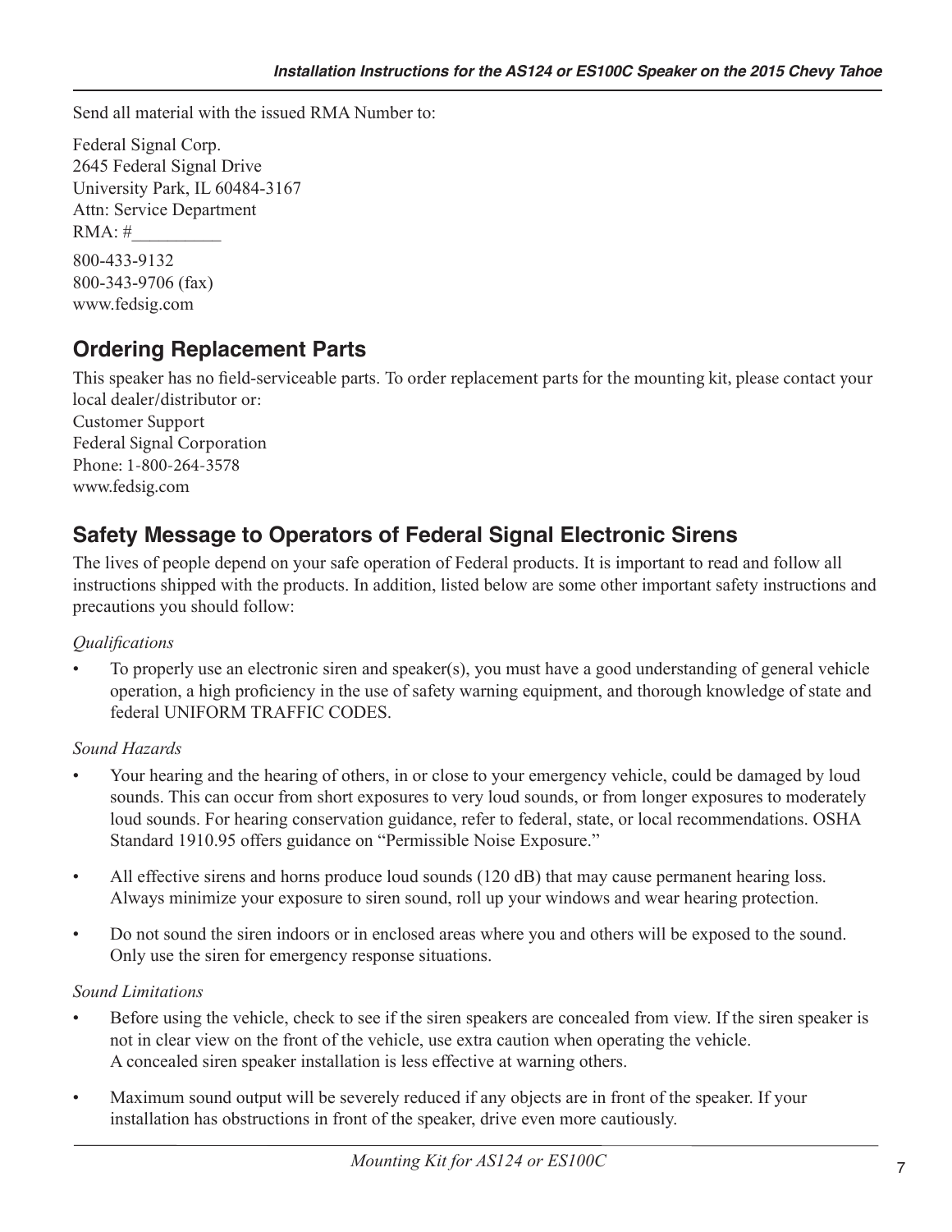Send all material with the issued RMA Number to:

Federal Signal Corp.
2645 Federal Signal Drive
University Park, IL 60484-3167
Attn: Service Department
RMA: #__________

800-433-9132
800-343-9706 (fax)
www.fedsig.com

## Ordering Replacement Parts

This speaker has no field-serviceable parts. To order replacement parts for the mounting kit, please contact your local dealer/distributor or:
Customer Support
Federal Signal Corporation
Phone: 1-800-264-3578
www.fedsig.com

## Safety Message to Operators of Federal Signal Electronic Sirens

The lives of people depend on your safe operation of Federal products. It is important to read and follow all instructions shipped with the products. In addition, listed below are some other important safety instructions and precautions you should follow:

*Qualifications*

- To properly use an electronic siren and speaker(s), you must have a good understanding of general vehicle operation, a high proficiency in the use of safety warning equipment, and thorough knowledge of state and federal UNIFORM TRAFFIC CODES.

*Sound Hazards*

- Your hearing and the hearing of others, in or close to your emergency vehicle, could be damaged by loud sounds. This can occur from short exposures to very loud sounds, or from longer exposures to moderately loud sounds. For hearing conservation guidance, refer to federal, state, or local recommendations. OSHA Standard 1910.95 offers guidance on "Permissible Noise Exposure."
- All effective sirens and horns produce loud sounds (120 dB) that may cause permanent hearing loss. Always minimize your exposure to siren sound, roll up your windows and wear hearing protection.
- Do not sound the siren indoors or in enclosed areas where you and others will be exposed to the sound. Only use the siren for emergency response situations.

*Sound Limitations*

- Before using the vehicle, check to see if the siren speakers are concealed from view. If the siren speaker is not in clear view on the front of the vehicle, use extra caution when operating the vehicle. A concealed siren speaker installation is less effective at warning others.
- Maximum sound output will be severely reduced if any objects are in front of the speaker. If your installation has obstructions in front of the speaker, drive even more cautiously.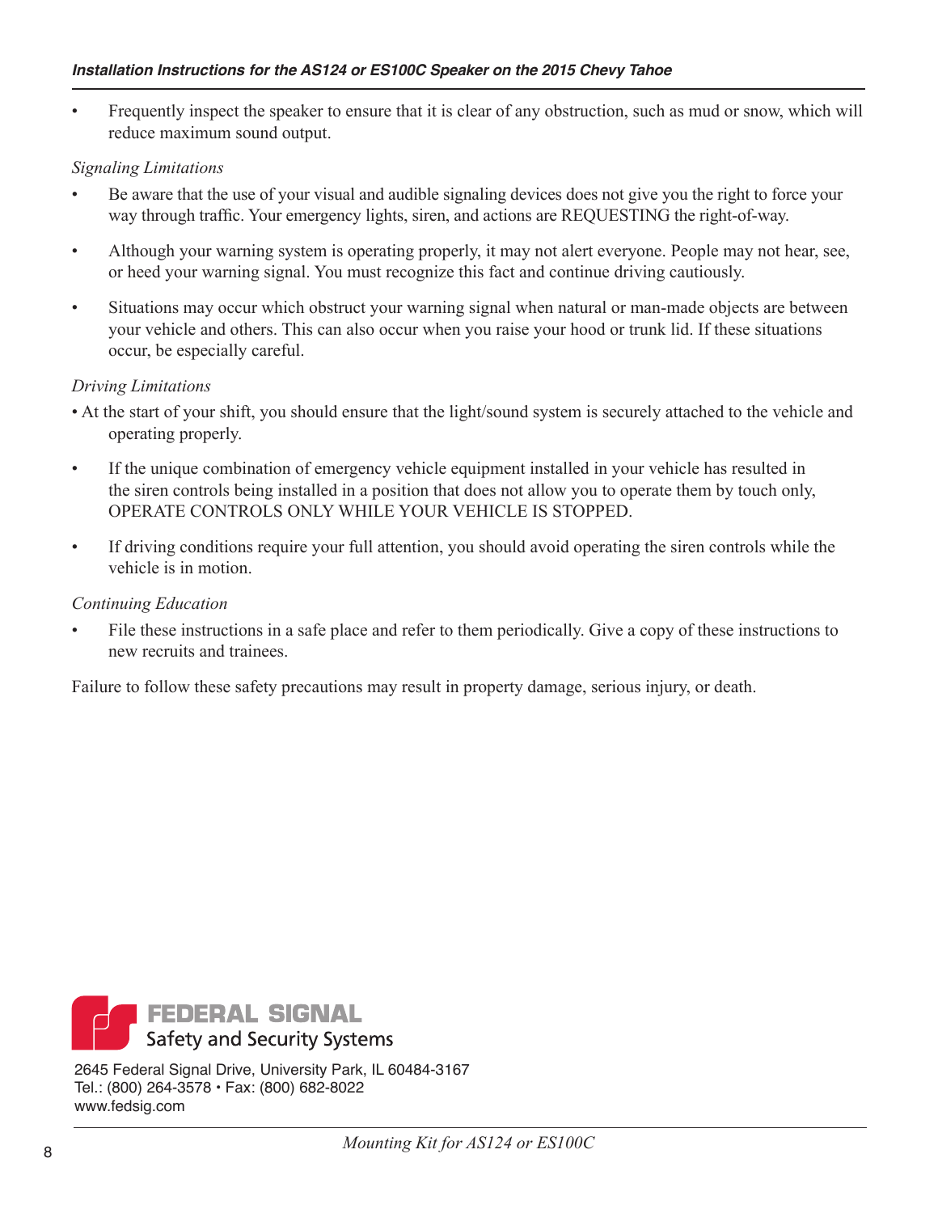- Frequently inspect the speaker to ensure that it is clear of any obstruction, such as mud or snow, which will reduce maximum sound output.

*Signaling Limitations*

- Be aware that the use of your visual and audible signaling devices does not give you the right to force your way through traffic. Your emergency lights, siren, and actions are REQUESTING the right-of-way.
- Although your warning system is operating properly, it may not alert everyone. People may not hear, see, or heed your warning signal. You must recognize this fact and continue driving cautiously.
- Situations may occur which obstruct your warning signal when natural or man-made objects are between your vehicle and others. This can also occur when you raise your hood or trunk lid. If these situations occur, be especially careful.

*Driving Limitations*

- At the start of your shift, you should ensure that the light/sound system is securely attached to the vehicle and operating properly.
- If the unique combination of emergency vehicle equipment installed in your vehicle has resulted in the siren controls being installed in a position that does not allow you to operate them by touch only, OPERATE CONTROLS ONLY WHILE YOUR VEHICLE IS STOPPED.
- If driving conditions require your full attention, you should avoid operating the siren controls while the vehicle is in motion.

*Continuing Education*

- File these instructions in a safe place and refer to them periodically. Give a copy of these instructions to new recruits and trainees.

Failure to follow these safety precautions may result in property damage, serious injury, or death.

**FEDERAL SIGNAL**
Safety and Security Systems

2645 Federal Signal Drive, University Park, IL 60484-3167
Tel.: (800) 264-3578 • Fax: (800) 682-8022
www.fedsig.com